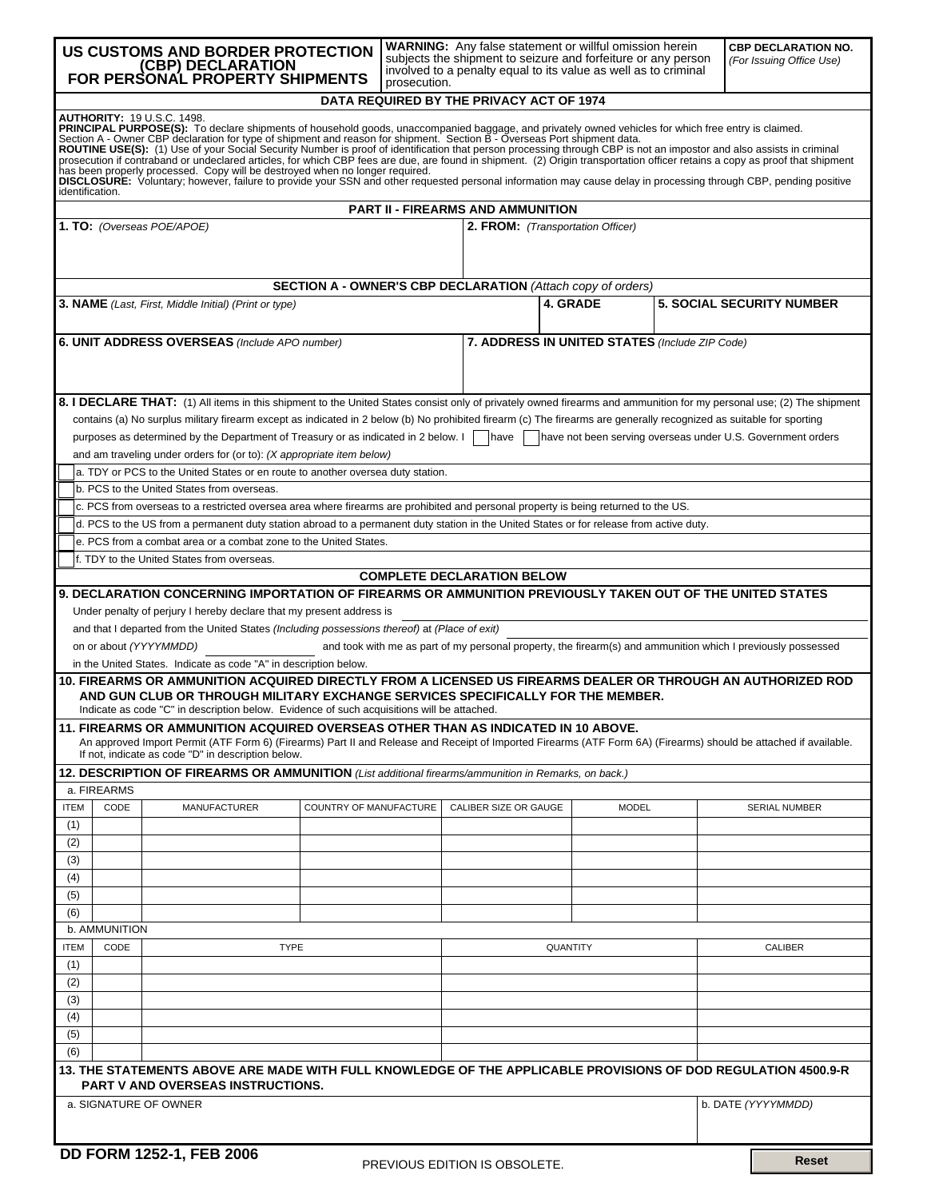# US CUSTOMS AND BORDER PROTECTION (CBP) DECLARATION FOR PERSONAL PROPERTY SHIPMENTS

**WARNING:** Any false statement or willful omission herein subjects the shipment to seizure and forfeiture or any person involved to a penalty equal to its value as well as to criminal prosecution.

**CBP DECLARATION NO.** *(For Issuing Office Use)*

## DATA REQUIRED BY THE PRIVACY ACT OF 1974

**AUTHORITY:** 19 U.S.C. 1498.
**PRINCIPAL PURPOSE(S):** To declare shipments of household goods, unaccompanied baggage, and privately owned vehicles for which free entry is claimed. Section A - Owner CBP declaration for type of shipment and reason for shipment. Section B - Overseas Port shipment data.
**ROUTINE USE(S):** (1) Use of your Social Security Number is proof of identification that person processing through CBP is not an impostor and also assists in criminal prosecution if contraband or undeclared articles, for which CBP fees are due, are found in shipment. (2) Origin transportation officer retains a copy as proof that shipment has been properly processed. Copy will be destroyed when no longer required.
**DISCLOSURE:** Voluntary; however, failure to provide your SSN and other requested personal information may cause delay in processing through CBP, pending positive identification.

## PART II - FIREARMS AND AMMUNITION

**1. TO:** *(Overseas POE/APOE)*

**2. FROM:** *(Transportation Officer)*

### SECTION A - OWNER'S CBP DECLARATION *(Attach copy of orders)*

**3. NAME** *(Last, First, Middle Initial) (Print or type)*

**4. GRADE**

**5. SOCIAL SECURITY NUMBER**

**6. UNIT ADDRESS OVERSEAS** *(Include APO number)*

**7. ADDRESS IN UNITED STATES** *(Include ZIP Code)*

**8. I DECLARE THAT:** (1) All items in this shipment to the United States consist only of privately owned firearms and ammunition for my personal use; (2) The shipment contains (a) No surplus military firearm except as indicated in 2 below (b) No prohibited firearm (c) The firearms are generally recognized as suitable for sporting purposes as determined by the Department of Treasury or as indicated in 2 below. I ☐ have ☐ have not been serving overseas under U.S. Government orders and am traveling under orders for (or to): *(X appropriate item below)*

- ☐ a. TDY or PCS to the United States or en route to another oversea duty station.
- ☐ b. PCS to the United States from overseas.
- ☐ c. PCS from overseas to a restricted oversea area where firearms are prohibited and personal property is being returned to the US.
- ☐ d. PCS to the US from a permanent duty station abroad to a permanent duty station in the United States or for release from active duty.
- ☐ e. PCS from a combat area or a combat zone to the United States.
- ☐ f. TDY to the United States from overseas.

### COMPLETE DECLARATION BELOW

**9. DECLARATION CONCERNING IMPORTATION OF FIREARMS OR AMMUNITION PREVIOUSLY TAKEN OUT OF THE UNITED STATES**

Under penalty of perjury I hereby declare that my present address is ____________

and that I departed from the United States *(Including possessions thereof)* at *(Place of exit)* ____________

on or about *(YYYYMMDD)* ____________ and took with me as part of my personal property, the firearm(s) and ammunition which I previously possessed in the United States. Indicate as code "A" in description below.

**10. FIREARMS OR AMMUNITION ACQUIRED DIRECTLY FROM A LICENSED US FIREARMS DEALER OR THROUGH AN AUTHORIZED ROD AND GUN CLUB OR THROUGH MILITARY EXCHANGE SERVICES SPECIFICALLY FOR THE MEMBER.**
Indicate as code "C" in description below. Evidence of such acquisitions will be attached.

**11. FIREARMS OR AMMUNITION ACQUIRED OVERSEAS OTHER THAN AS INDICATED IN 10 ABOVE.**
An approved Import Permit (ATF Form 6) (Firearms) Part II and Release and Receipt of Imported Firearms (ATF Form 6A) (Firearms) should be attached if available. If not, indicate as code "D" in description below.

**12. DESCRIPTION OF FIREARMS OR AMMUNITION** *(List additional firearms/ammunition in Remarks, on back.)*

a. FIREARMS

| ITEM | CODE | MANUFACTURER | COUNTRY OF MANUFACTURE | CALIBER SIZE OR GAUGE | MODEL | SERIAL NUMBER |
|---|---|---|---|---|---|---|
| (1) | | | | | | |
| (2) | | | | | | |
| (3) | | | | | | |
| (4) | | | | | | |
| (5) | | | | | | |
| (6) | | | | | | |

b. AMMUNITION

| ITEM | CODE | TYPE | QUANTITY | CALIBER |
|---|---|---|---|---|
| (1) | | | | |
| (2) | | | | |
| (3) | | | | |
| (4) | | | | |
| (5) | | | | |
| (6) | | | | |

**13. THE STATEMENTS ABOVE ARE MADE WITH FULL KNOWLEDGE OF THE APPLICABLE PROVISIONS OF DOD REGULATION 4500.9-R PART V AND OVERSEAS INSTRUCTIONS.**

a. SIGNATURE OF OWNER

b. DATE *(YYYYMMDD)*

**DD FORM 1252-1, FEB 2006** PREVIOUS EDITION IS OBSOLETE.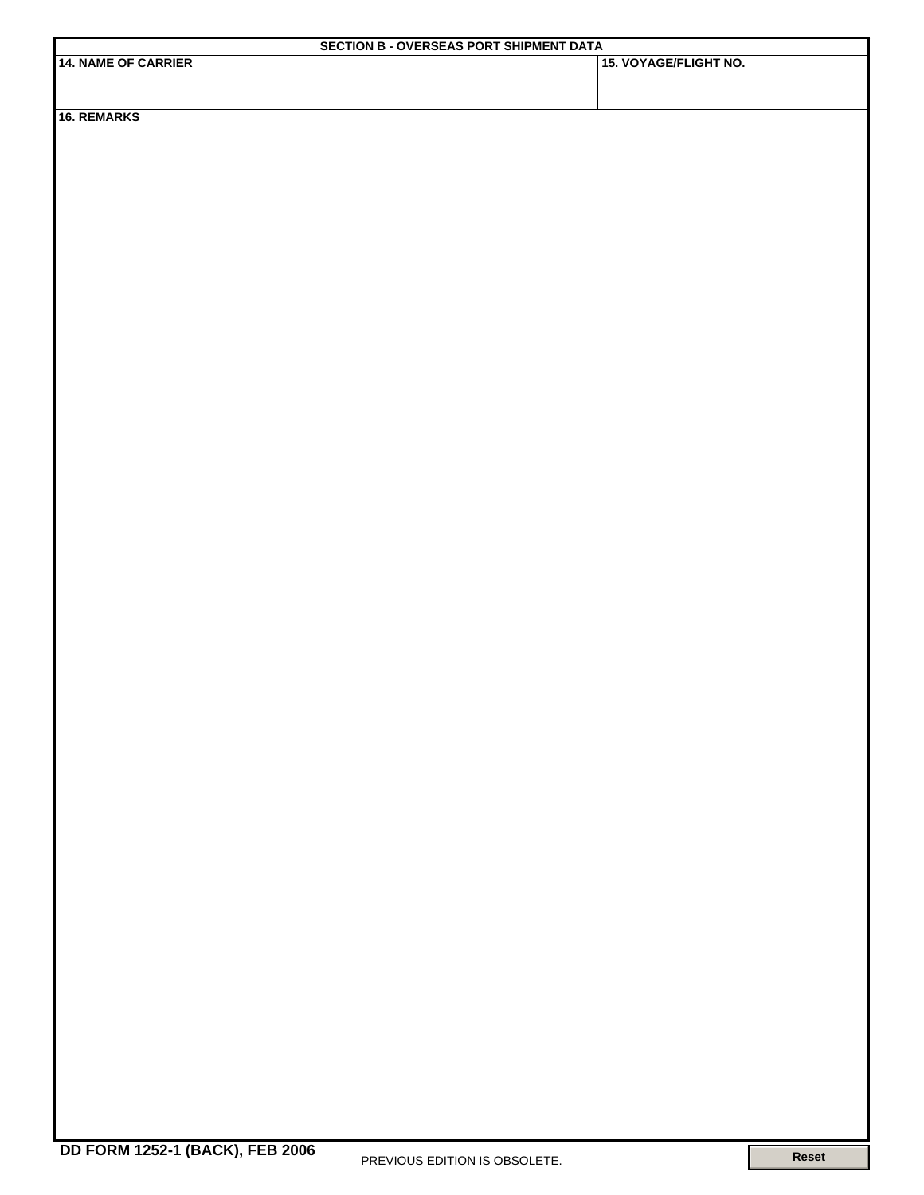## SECTION B - OVERSEAS PORT SHIPMENT DATA

| 14. NAME OF CARRIER | 15. VOYAGE/FLIGHT NO. |
|---|---|
| | |

**16. REMARKS**

DD FORM 1252-1 (BACK), FEB 2006

PREVIOUS EDITION IS OBSOLETE.

Reset